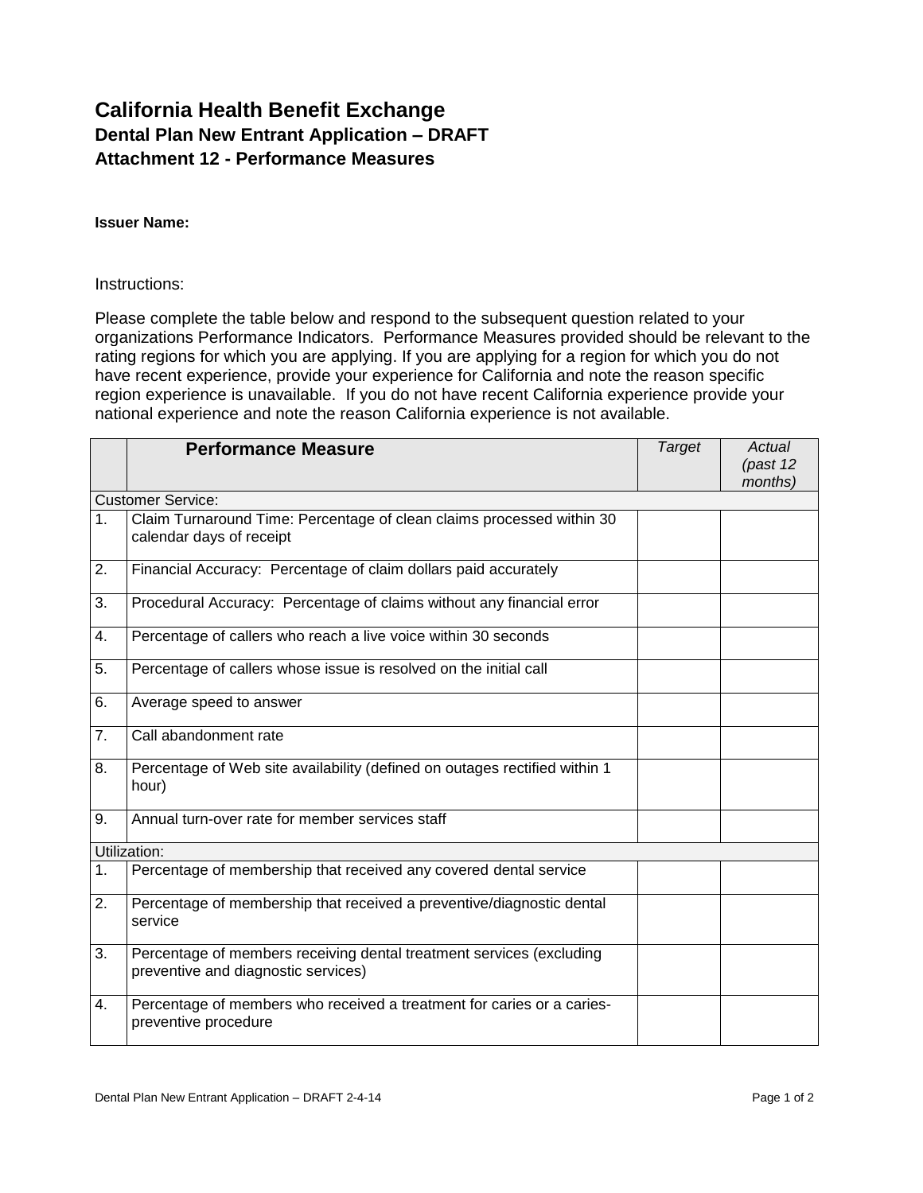# California Health Benefit Exchange

## Dental Plan New Entrant Application – DRAFT

## Attachment 12 - Performance Measures

**Issuer Name:**

Instructions:

Please complete the table below and respond to the subsequent question related to your organizations Performance Indicators. Performance Measures provided should be relevant to the rating regions for which you are applying. If you are applying for a region for which you do not have recent experience, provide your experience for California and note the reason specific region experience is unavailable. If you do not have recent California experience provide your national experience and note the reason California experience is not available.

| | **Performance Measure** | *Target* | *Actual (past 12 months)* |
|---|---|---|---|
| Customer Service: | | | |
| 1. | Claim Turnaround Time: Percentage of clean claims processed within 30 calendar days of receipt | | |
| 2. | Financial Accuracy: Percentage of claim dollars paid accurately | | |
| 3. | Procedural Accuracy: Percentage of claims without any financial error | | |
| 4. | Percentage of callers who reach a live voice within 30 seconds | | |
| 5. | Percentage of callers whose issue is resolved on the initial call | | |
| 6. | Average speed to answer | | |
| 7. | Call abandonment rate | | |
| 8. | Percentage of Web site availability (defined on outages rectified within 1 hour) | | |
| 9. | Annual turn-over rate for member services staff | | |
| Utilization: | | | |
| 1. | Percentage of membership that received any covered dental service | | |
| 2. | Percentage of membership that received a preventive/diagnostic dental service | | |
| 3. | Percentage of members receiving dental treatment services (excluding preventive and diagnostic services) | | |
| 4. | Percentage of members who received a treatment for caries or a caries-preventive procedure | | |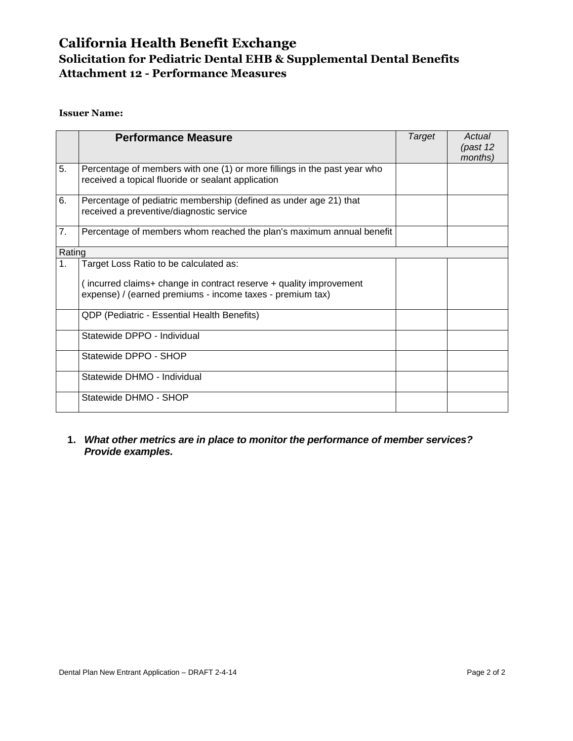# California Health Benefit Exchange
## Solicitation for Pediatric Dental EHB & Supplemental Dental Benefits
## Attachment 12 - Performance Measures

**Issuer Name:**

| | **Performance Measure** | *Target* | *Actual (past 12 months)* |
|---|---|---|---|
| 5. | Percentage of members with one (1) or more fillings in the past year who received a topical fluoride or sealant application | | |
| 6. | Percentage of pediatric membership (defined as under age 21) that received a preventive/diagnostic service | | |
| 7. | Percentage of members whom reached the plan's maximum annual benefit | | |
| Rating | | | |
| 1. | Target Loss Ratio to be calculated as:<br><br>( incurred claims+ change in contract reserve + quality improvement expense) / (earned premiums - income taxes - premium tax) | | |
| | QDP (Pediatric - Essential Health Benefits) | | |
| | Statewide DPPO - Individual | | |
| | Statewide DPPO - SHOP | | |
| | Statewide DHMO - Individual | | |
| | Statewide DHMO - SHOP | | |

1. ***What other metrics are in place to monitor the performance of member services? Provide examples.***